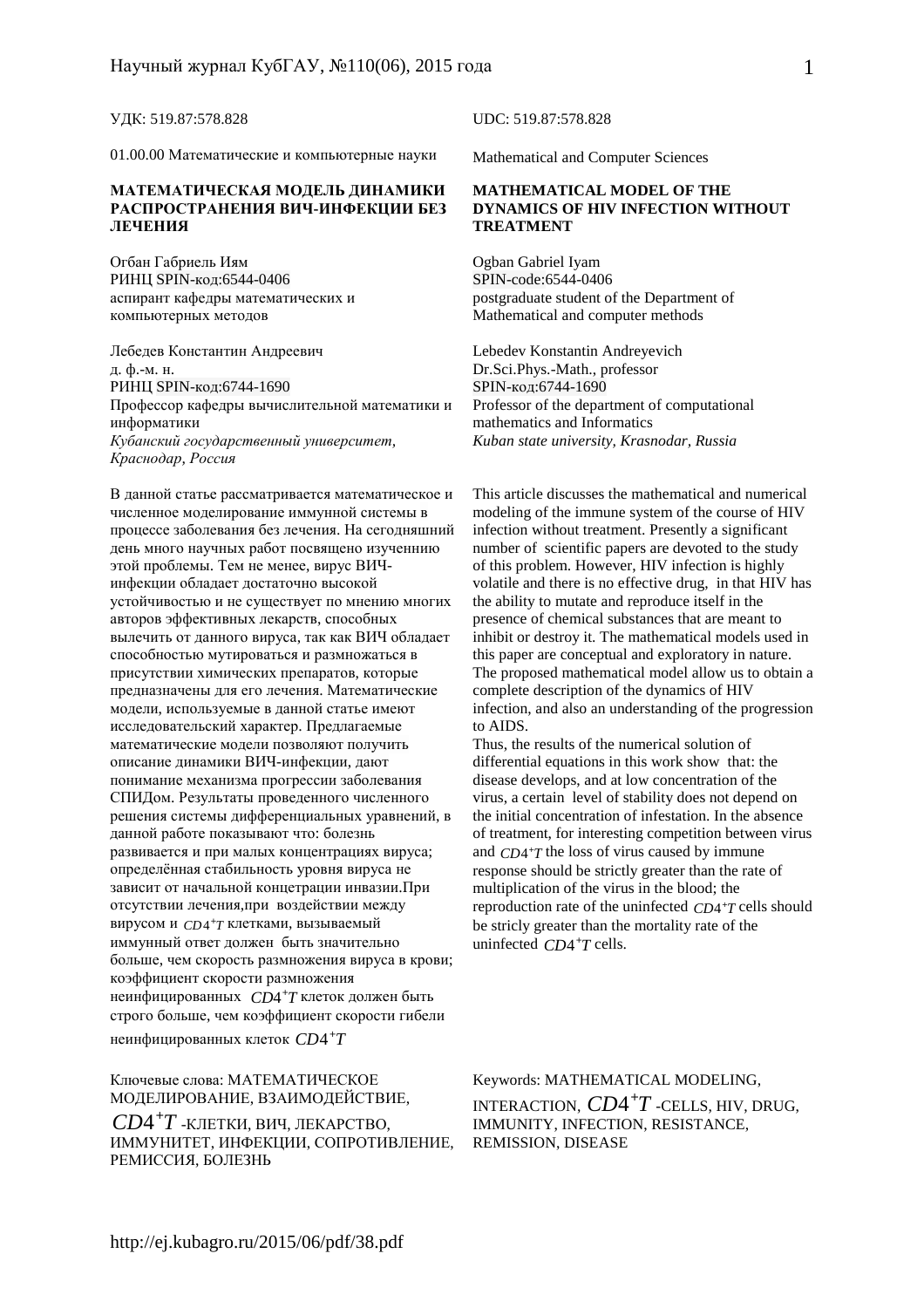УДК: 519.87:578.828

01.00.00 Математические и компьютерные науки

# МАТЕМАТИЧЕСКАЯ МОДЕЛЬ ДИНАМИКИ РАСПРОСТРАНЕНИЯ ВИЧ-ИНФЕКЦИИ БЕЗ ЛЕЧЕНИЯ

Огбан Габриель Иям
РИНЦ SPIN-код:6544-0406
аспирант кафедры математических и компьютерных методов

Лебедев Константин Андреевич
д. ф.-м. н.
РИНЦ SPIN-код:6744-1690
Профессор кафедры вычислительной математики и информатики
*Кубанский государственный университет, Краснодар, Россия*

В данной статье рассматривается математическое и численное моделирование иммунной системы в процессе заболевания без лечения. На сегодняшний день много научных работ посвящено изученнию этой проблемы. Тем не менее, вирус ВИЧ-инфекции обладает достаточно высокой устойчивостью и не существует по мнению многих авторов эффективных лекарств, способных вылечить от данного вируса, так как ВИЧ обладает способностью мутироваться и размножаться в присутствии химических препаратов, которые предназначены для его лечения. Математические модели, используемые в данной статье имеют исследовательский характер. Предлагаемые математические модели позволяют получить описание динамики ВИЧ-инфекции, дают понимание механизма прогрессии заболевания СПИДом. Результаты проведенного численного решения системы дифференциальных уравнений, в данной работе показывают что: болезнь развивается и при малых концентрациях вируса; определённая стабильность уровня вируса не зависит от начальной концетрации инвазии.При отсутствии лечения,при воздействии между вирусом и $CD4^{+}T$ клетками, вызываемый иммунный ответ должен быть значительно больше, чем скорость размножения вируса в крови; коэффициент скорости размножения неинфицированных $CD4^{+}T$ клеток должен быть строго больше, чем коэффициент скорости гибели неинфицированных клеток $CD4^{+}T$

Ключевые слова: МАТЕМАТИЧЕСКОЕ МОДЕЛИРОВАНИЕ, ВЗАИМОДЕЙСТВИЕ, $CD4^{+}T$ -КЛЕТКИ, ВИЧ, ЛЕКАРСТВО, ИММУНИТЕТ, ИНФЕКЦИИ, СОПРОТИВЛЕНИЕ, РЕМИССИЯ, БОЛЕЗНЬ

UDC: 519.87:578.828

Mathematical and Computer Sciences

# MATHEMATICAL MODEL OF THE DYNAMICS OF HIV INFECTION WITHOUT TREATMENT

Ogban Gabriel Iyam
SPIN-code:6544-0406
postgraduate student of the Department of Mathematical and computer methods

Lebedev Konstantin Andreyevich
Dr.Sci.Phys.-Math., professor
SPIN-код:6744-1690
Professor of the department of computational mathematics and Informatics
*Kuban state university, Krasnodar, Russia*

This article discusses the mathematical and numerical modeling of the immune system of the course of HIV infection without treatment. Presently a significant number of scientific papers are devoted to the study of this problem. However, HIV infection is highly volatile and there is no effective drug, in that HIV has the ability to mutate and reproduce itself in the presence of chemical substances that are meant to inhibit or destroy it. The mathematical models used in this paper are conceptual and exploratory in nature. The proposed mathematical model allow us to obtain a complete description of the dynamics of HIV infection, and also an understanding of the progression to AIDS.

Thus, the results of the numerical solution of differential equations in this work show that: the disease develops, and at low concentration of the virus, a certain level of stability does not depend on the initial concentration of infestation. In the absence of treatment, for interesting competition between virus and $CD4^{+}T$ the loss of virus caused by immune response should be strictly greater than the rate of multiplication of the virus in the blood; the reproduction rate of the uninfected $CD4^{+}T$ cells should be stricly greater than the mortality rate of the uninfected $CD4^{+}T$ cells.

Keywords: MATHEMATICAL MODELING, INTERACTION, $CD4^{+}T$ -CELLS, HIV, DRUG, IMMUNITY, INFECTION, RESISTANCE, REMISSION, DISEASE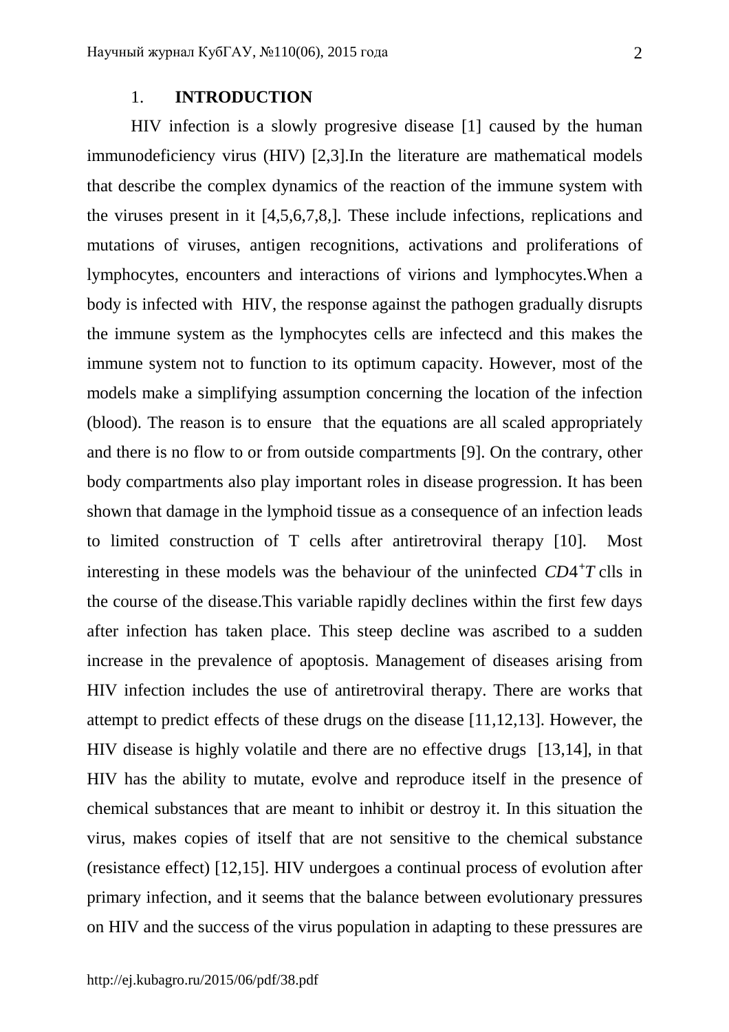## 1. INTRODUCTION

HIV infection is a slowly progresive disease [1] caused by the human immunodeficiency virus (HIV) [2,3].In the literature are mathematical models that describe the complex dynamics of the reaction of the immune system with the viruses present in it [4,5,6,7,8,]. These include infections, replications and mutations of viruses, antigen recognitions, activations and proliferations of lymphocytes, encounters and interactions of virions and lymphocytes.When a body is infected with HIV, the response against the pathogen gradually disrupts the immune system as the lymphocytes cells are infectecd and this makes the immune system not to function to its optimum capacity. However, most of the models make a simplifying assumption concerning the location of the infection (blood). The reason is to ensure that the equations are all scaled appropriately and there is no flow to or from outside compartments [9]. On the contrary, other body compartments also play important roles in disease progression. It has been shown that damage in the lymphoid tissue as a consequence of an infection leads to limited construction of T cells after antiretroviral therapy [10]. Most interesting in these models was the behaviour of the uninfected $CD4^{+}T$ clls in the course of the disease.This variable rapidly declines within the first few days after infection has taken place. This steep decline was ascribed to a sudden increase in the prevalence of apoptosis. Management of diseases arising from HIV infection includes the use of antiretroviral therapy. There are works that attempt to predict effects of these drugs on the disease [11,12,13]. However, the HIV disease is highly volatile and there are no effective drugs [13,14], in that HIV has the ability to mutate, evolve and reproduce itself in the presence of chemical substances that are meant to inhibit or destroy it. In this situation the virus, makes copies of itself that are not sensitive to the chemical substance (resistance effect) [12,15]. HIV undergoes a continual process of evolution after primary infection, and it seems that the balance between evolutionary pressures on HIV and the success of the virus population in adapting to these pressures are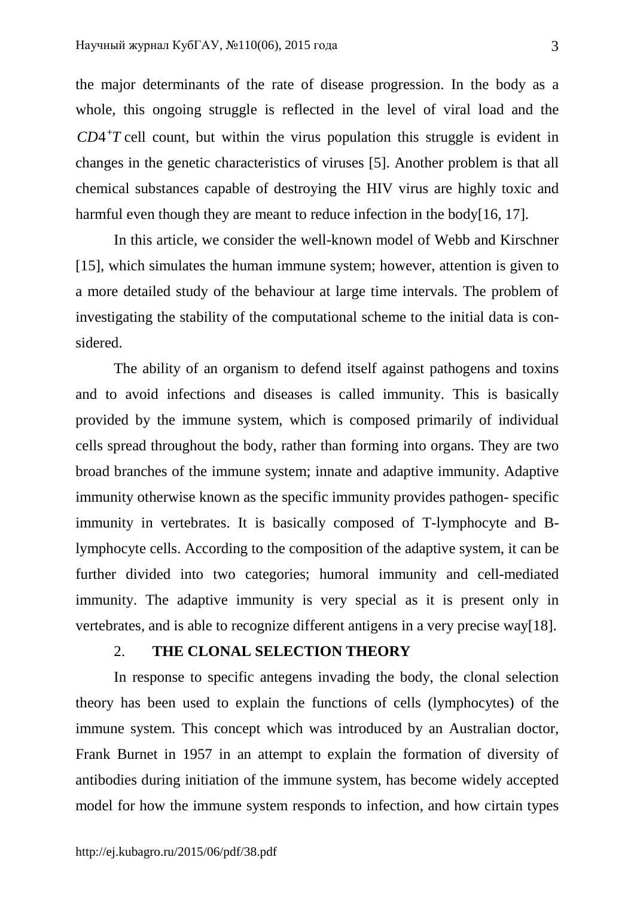the major determinants of the rate of disease progression. In the body as a whole, this ongoing struggle is reflected in the level of viral load and the $CD4^{+}T$ cell count, but within the virus population this struggle is evident in changes in the genetic characteristics of viruses [5]. Another problem is that all chemical substances capable of destroying the HIV virus are highly toxic and harmful even though they are meant to reduce infection in the body[16, 17].

In this article, we consider the well-known model of Webb and Kirschner [15], which simulates the human immune system; however, attention is given to a more detailed study of the behaviour at large time intervals. The problem of investigating the stability of the computational scheme to the initial data is considered.

The ability of an organism to defend itself against pathogens and toxins and to avoid infections and diseases is called immunity. This is basically provided by the immune system, which is composed primarily of individual cells spread throughout the body, rather than forming into organs. They are two broad branches of the immune system; innate and adaptive immunity. Adaptive immunity otherwise known as the specific immunity provides pathogen- specific immunity in vertebrates. It is basically composed of T-lymphocyte and B-lymphocyte cells. According to the composition of the adaptive system, it can be further divided into two categories; humoral immunity and cell-mediated immunity. The adaptive immunity is very special as it is present only in vertebrates, and is able to recognize different antigens in a very precise way[18].

## 2. THE CLONAL SELECTION THEORY

In response to specific antegens invading the body, the clonal selection theory has been used to explain the functions of cells (lymphocytes) of the immune system. This concept which was introduced by an Australian doctor, Frank Burnet in 1957 in an attempt to explain the formation of diversity of antibodies during initiation of the immune system, has become widely accepted model for how the immune system responds to infection, and how cirtain types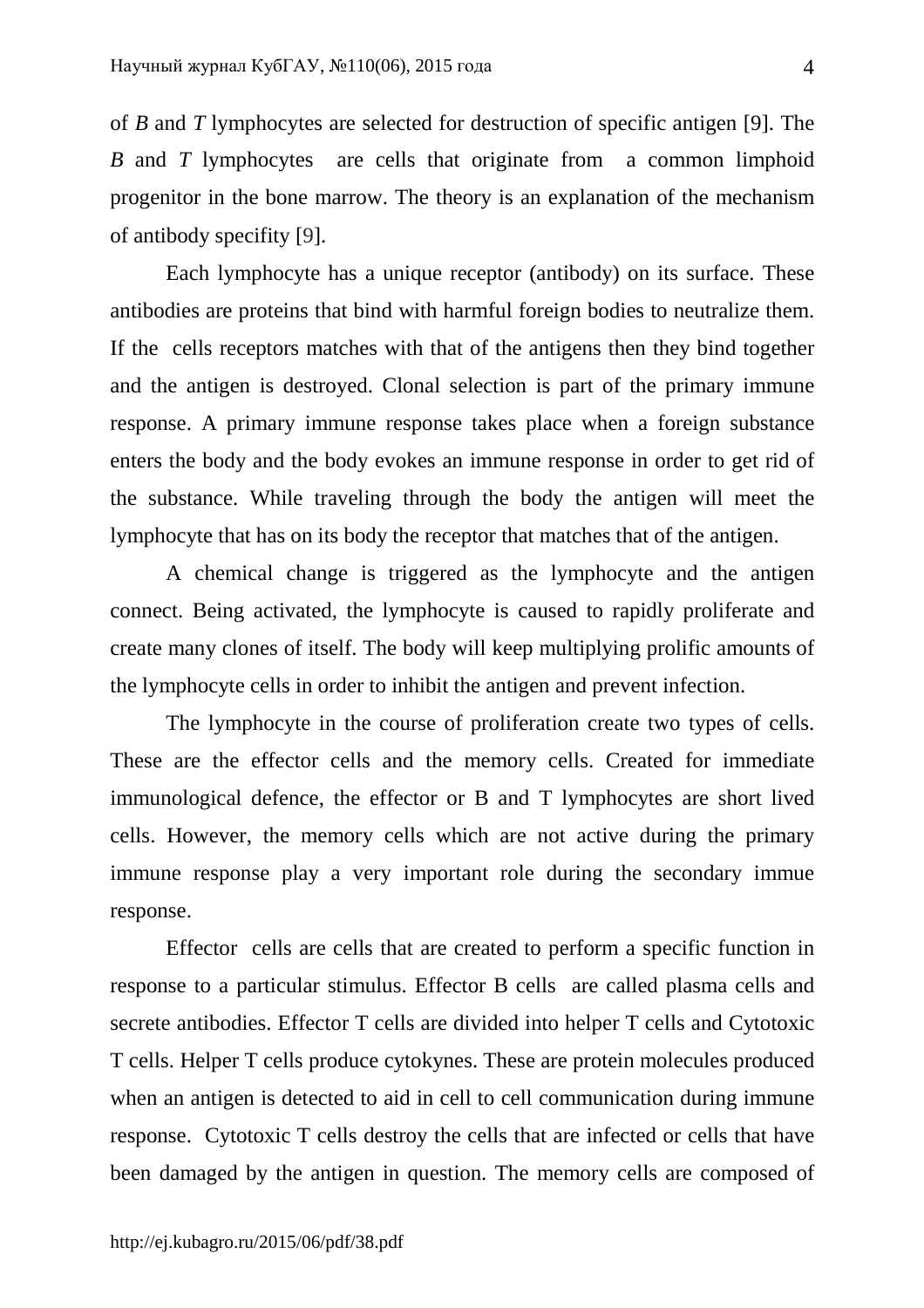of *B* and *T* lymphocytes are selected for destruction of specific antigen [9]. The *B* and *T* lymphocytes are cells that originate from a common limphoid progenitor in the bone marrow. The theory is an explanation of the mechanism of antibody specifity [9].

Each lymphocyte has a unique receptor (antibody) on its surface. These antibodies are proteins that bind with harmful foreign bodies to neutralize them. If the cells receptors matches with that of the antigens then they bind together and the antigen is destroyed. Clonal selection is part of the primary immune response. A primary immune response takes place when a foreign substance enters the body and the body evokes an immune response in order to get rid of the substance. While traveling through the body the antigen will meet the lymphocyte that has on its body the receptor that matches that of the antigen.

A chemical change is triggered as the lymphocyte and the antigen connect. Being activated, the lymphocyte is caused to rapidly proliferate and create many clones of itself. The body will keep multiplying prolific amounts of the lymphocyte cells in order to inhibit the antigen and prevent infection.

The lymphocyte in the course of proliferation create two types of cells. These are the effector cells and the memory cells. Created for immediate immunological defence, the effector or B and T lymphocytes are short lived cells. However, the memory cells which are not active during the primary immune response play a very important role during the secondary immue response.

Effector cells are cells that are created to perform a specific function in response to a particular stimulus. Effector B cells are called plasma cells and secrete antibodies. Effector T cells are divided into helper T cells and Cytotoxic T cells. Helper T cells produce cytokynes. These are protein molecules produced when an antigen is detected to aid in cell to cell communication during immune response. Cytotoxic T cells destroy the cells that are infected or cells that have been damaged by the antigen in question. The memory cells are composed of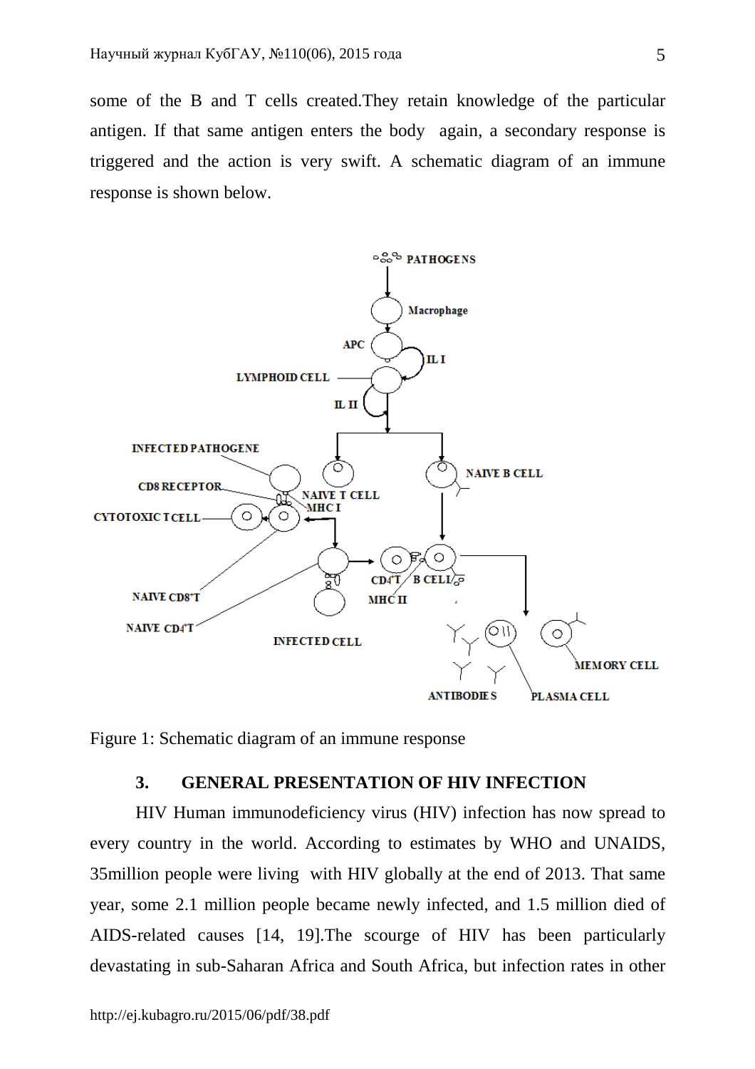some of the B and T cells created.They retain knowledge of the particular antigen. If that same antigen enters the body again, a secondary response is triggered and the action is very swift. A schematic diagram of an immune response is shown below.

Figure 1: Schematic diagram of an immune response

## 3. GENERAL PRESENTATION OF HIV INFECTION

HIV Human immunodeficiency virus (HIV) infection has now spread to every country in the world. According to estimates by WHO and UNAIDS, 35million people were living with HIV globally at the end of 2013. That same year, some 2.1 million people became newly infected, and 1.5 million died of AIDS-related causes [14, 19].The scourge of HIV has been particularly devastating in sub-Saharan Africa and South Africa, but infection rates in other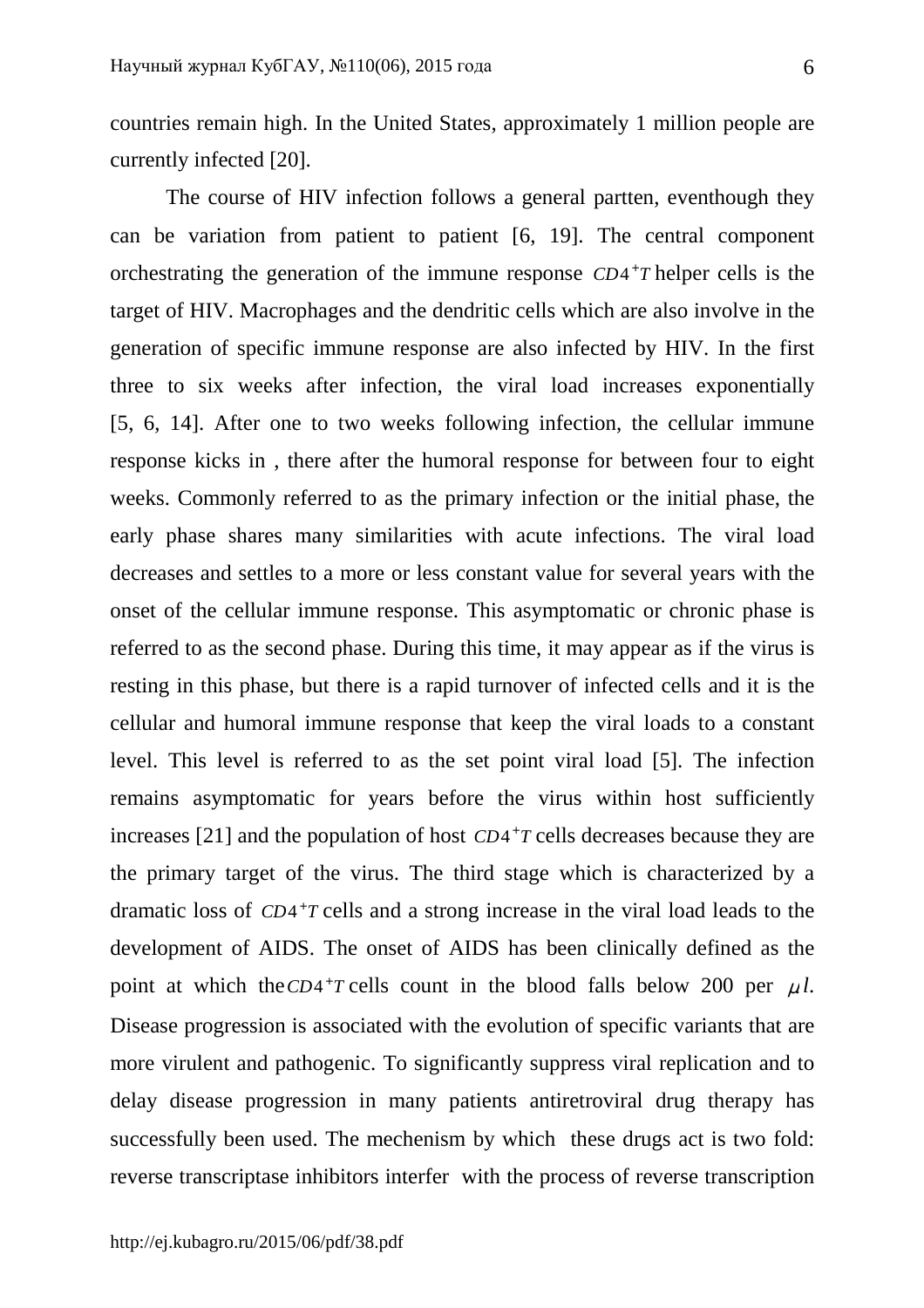countries remain high. In the United States, approximately 1 million people are currently infected [20].

The course of HIV infection follows a general partten, eventhough they can be variation from patient to patient [6, 19]. The central component orchestrating the generation of the immune response $CD4^{+}T$ helper cells is the target of HIV. Macrophages and the dendritic cells which are also involve in the generation of specific immune response are also infected by HIV. In the first three to six weeks after infection, the viral load increases exponentially [5, 6, 14]. After one to two weeks following infection, the cellular immune response kicks in , there after the humoral response for between four to eight weeks. Commonly referred to as the primary infection or the initial phase, the early phase shares many similarities with acute infections. The viral load decreases and settles to a more or less constant value for several years with the onset of the cellular immune response. This asymptomatic or chronic phase is referred to as the second phase. During this time, it may appear as if the virus is resting in this phase, but there is a rapid turnover of infected cells and it is the cellular and humoral immune response that keep the viral loads to a constant level. This level is referred to as the set point viral load [5]. The infection remains asymptomatic for years before the virus within host sufficiently increases [21] and the population of host $CD4^{+}T$ cells decreases because they are the primary target of the virus. The third stage which is characterized by a dramatic loss of $CD4^{+}T$ cells and a strong increase in the viral load leads to the development of AIDS. The onset of AIDS has been clinically defined as the point at which the $CD4^{+}T$ cells count in the blood falls below 200 per $\mu l$. Disease progression is associated with the evolution of specific variants that are more virulent and pathogenic. To significantly suppress viral replication and to delay disease progression in many patients antiretroviral drug therapy has successfully been used. The mechenism by which these drugs act is two fold: reverse transcriptase inhibitors interfer with the process of reverse transcription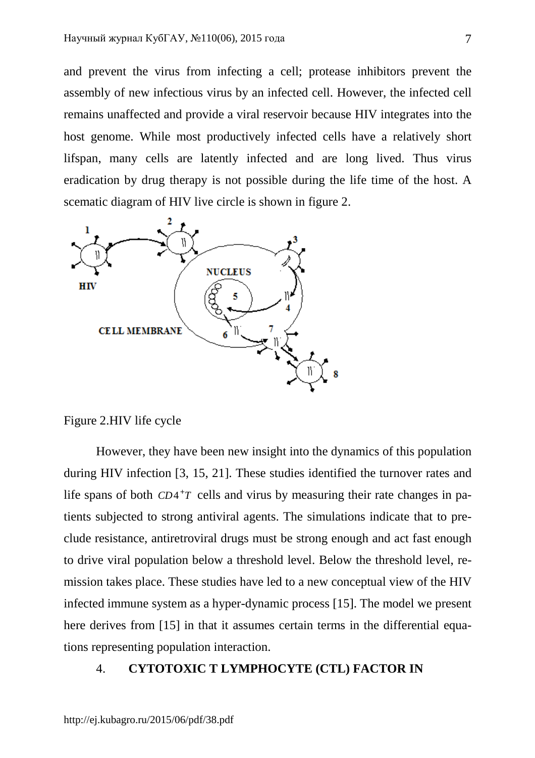and prevent the virus from infecting a cell; protease inhibitors prevent the assembly of new infectious virus by an infected cell. However, the infected cell remains unaffected and provide a viral reservoir because HIV integrates into the host genome. While most productively infected cells have a relatively short lifspan, many cells are latently infected and are long lived. Thus virus eradication by drug therapy is not possible during the life time of the host. A scematic diagram of HIV live circle is shown in figure 2.

Figure 2.HIV life cycle

However, they have been new insight into the dynamics of this population during HIV infection [3, 15, 21]. These studies identified the turnover rates and life spans of both $CD4^{+}T$ cells and virus by measuring their rate changes in patients subjected to strong antiviral agents. The simulations indicate that to preclude resistance, antiretroviral drugs must be strong enough and act fast enough to drive viral population below a threshold level. Below the threshold level, remission takes place. These studies have led to a new conceptual view of the HIV infected immune system as a hyper-dynamic process [15]. The model we present here derives from [15] in that it assumes certain terms in the differential equations representing population interaction.

## 4. CYTOTOXIC T LYMPHOCYTE (CTL) FACTOR IN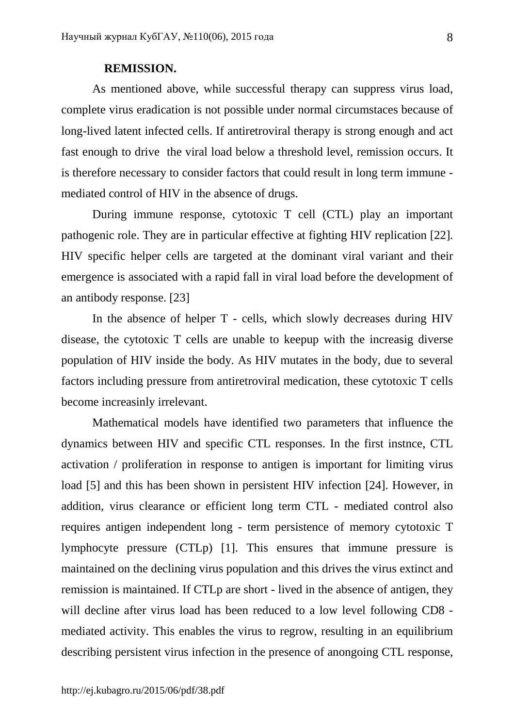**REMISSION.**

As mentioned above, while successful therapy can suppress virus load, complete virus eradication is not possible under normal circumstaces because of long-lived latent infected cells. If antiretroviral therapy is strong enough and act fast enough to drive the viral load below a threshold level, remission occurs. It is therefore necessary to consider factors that could result in long term immune - mediated control of HIV in the absence of drugs.

During immune response, cytotoxic T cell (CTL) play an important pathogenic role. They are in particular effective at fighting HIV replication [22]. HIV specific helper cells are targeted at the dominant viral variant and their emergence is associated with a rapid fall in viral load before the development of an antibody response. [23]

In the absence of helper T - cells, which slowly decreases during HIV disease, the cytotoxic T cells are unable to keepup with the increasig diverse population of HIV inside the body. As HIV mutates in the body, due to several factors including pressure from antiretroviral medication, these cytotoxic T cells become increasinly irrelevant.

Mathematical models have identified two parameters that influence the dynamics between HIV and specific CTL responses. In the first instnce, CTL activation / proliferation in response to antigen is important for limiting virus load [5] and this has been shown in persistent HIV infection [24]. However, in addition, virus clearance or efficient long term CTL - mediated control also requires antigen independent long - term persistence of memory cytotoxic T lymphocyte pressure (CTLp) [1]. This ensures that immune pressure is maintained on the declining virus population and this drives the virus extinct and remission is maintained. If CTLp are short - lived in the absence of antigen, they will decline after virus load has been reduced to a low level following CD8 - mediated activity. This enables the virus to regrow, resulting in an equilibrium describing persistent virus infection in the presence of anongoing CTL response,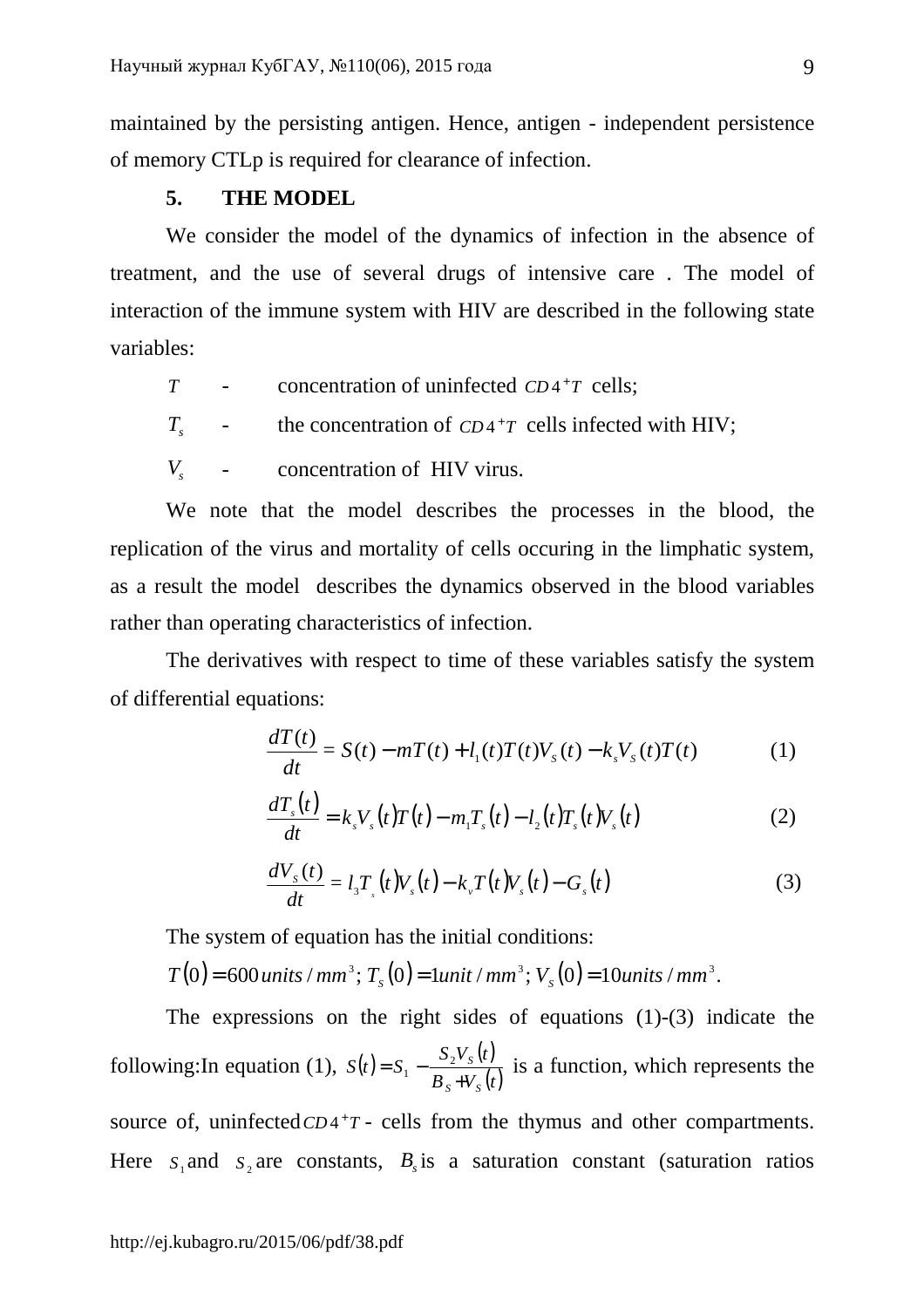maintained by the persisting antigen. Hence, antigen - independent persistence of memory CTLp is required for clearance of infection.

## 5. THE MODEL

We consider the model of the dynamics of infection in the absence of treatment, and the use of several drugs of intensive care . The model of interaction of the immune system with HIV are described in the following state variables:

$T$ - concentration of uninfected $CD4^{+}T$ cells;

$T_s$ - the concentration of $CD4^{+}T$ cells infected with HIV;

$V_s$ - concentration of HIV virus.

We note that the model describes the processes in the blood, the replication of the virus and mortality of cells occuring in the limphatic system, as a result the model describes the dynamics observed in the blood variables rather than operating characteristics of infection.

The derivatives with respect to time of these variables satisfy the system of differential equations:

$$\frac{dT(t)}{dt} = S(t) - mT(t) + l_1(t)T(t)V_S(t) - k_s V_S(t)T(t) \qquad (1)$$

$$\frac{dT_s(t)}{dt} = k_s V_s(t)T(t) - m_1 T_s(t) - l_2(t)T_s(t)V_s(t) \qquad (2)$$

$$\frac{dV_S(t)}{dt} = l_3 T_s(t)V_s(t) - k_v T(t)V_s(t) - G_s(t) \qquad (3)$$

The system of equation has the initial conditions:

$T(0) = 600\, units/mm^3$; $T_S(0) = 1 unit/mm^3$; $V_S(0) = 10 units/mm^3$.

The expressions on the right sides of equations (1)-(3) indicate the following:In equation (1), $S(t) = S_1 - \frac{S_2 V_S(t)}{B_S + V_S(t)}$ is a function, which represents the source of, uninfected $CD4^{+}T$ - cells from the thymus and other compartments. Here $S_1$ and $S_2$ are constants, $B_s$ is a saturation constant (saturation ratios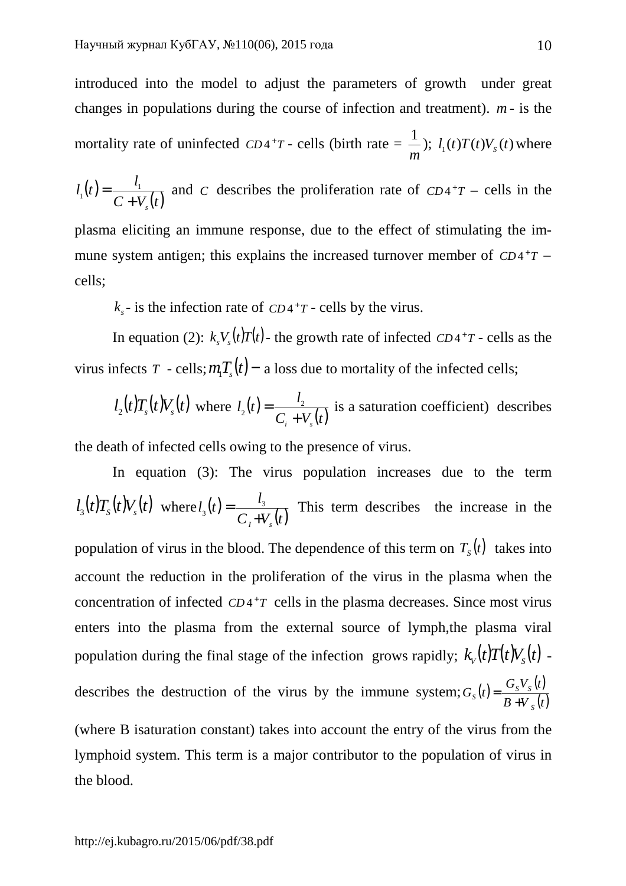introduced into the model to adjust the parameters of growth under great changes in populations during the course of infection and treatment). $m$ - is the mortality rate of uninfected $CD4^{+}T$ - cells (birth rate = $\frac{1}{m}$); $l_1(t)T(t)V_S(t)$ where $l_1(t)=\frac{l_1}{C+V_s(t)}$ and $C$ describes the proliferation rate of $CD4^{+}T$ – cells in the plasma eliciting an immune response, due to the effect of stimulating the immune system antigen; this explains the increased turnover member of $CD4^{+}T$ – cells;

$k_s$ - is the infection rate of $CD4^{+}T$ - cells by the virus.

In equation (2): $k_s V_s(t)T(t)$ - the growth rate of infected $CD4^{+}T$ - cells as the virus infects $T$ - cells; $m_1 T_s(t)$ – a loss due to mortality of the infected cells;

$l_2(t)T_s(t)V_s(t)$ where $l_2(t)=\frac{l_2}{C_i+V_s(t)}$ is a saturation coefficient) describes the death of infected cells owing to the presence of virus.

In equation (3): The virus population increases due to the term $l_3(t)T_S(t)V_s(t)$ where $l_3(t)=\frac{l_3}{C_I+V_s(t)}$ This term describes the increase in the population of virus in the blood. The dependence of this term on $T_S(t)$ takes into account the reduction in the proliferation of the virus in the plasma when the concentration of infected $CD4^{+}T$ cells in the plasma decreases. Since most virus enters into the plasma from the external source of lymph,the plasma viral population during the final stage of the infection grows rapidly; $k_V(t)T(t)V_S(t)$ - describes the destruction of the virus by the immune system; $G_S(t)=\frac{G_S V_S(t)}{B+V_S(t)}$ (where B isaturation constant) takes into account the entry of the virus from the lymphoid system. This term is a major contributor to the population of virus in the blood.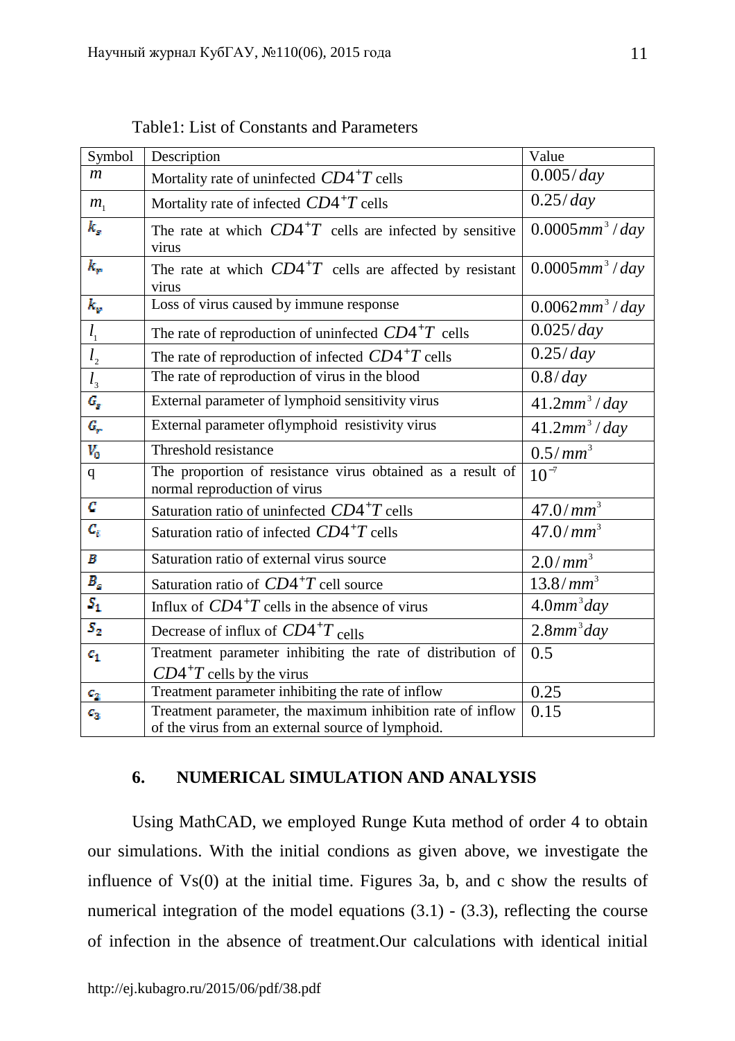Table1: List of Constants and Parameters

| Symbol | Description | Value |
| --- | --- | --- |
| $m$ | Mortality rate of uninfected $CD4^{+}T$ cells | $0.005/day$ |
| $m_1$ | Mortality rate of infected $CD4^{+}T$ cells | $0.25/day$ |
| $k_s$ | The rate at which $CD4^{+}T$ cells are infected by sensitive virus | $0.0005mm^3/day$ |
| $k_r$ | The rate at which $CD4^{+}T$ cells are affected by resistant virus | $0.0005mm^3/day$ |
| $k_v$ | Loss of virus caused by immune response | $0.0062mm^3/day$ |
| $l_1$ | The rate of reproduction of uninfected $CD4^{+}T$ cells | $0.025/day$ |
| $l_2$ | The rate of reproduction of infected $CD4^{+}T$ cells | $0.25/day$ |
| $l_3$ | The rate of reproduction of virus in the blood | $0.8/day$ |
| $G_s$ | External parameter of lymphoid sensitivity virus | $41.2mm^3/day$ |
| $G_r$ | External parameter oflymphoid resistivity virus | $41.2mm^3/day$ |
| $V_0$ | Threshold resistance | $0.5/mm^3$ |
| q | The proportion of resistance virus obtained as a result of normal reproduction of virus | $10^{-7}$ |
| $C$ | Saturation ratio of uninfected $CD4^{+}T$ cells | $47.0/mm^3$ |
| $C_i$ | Saturation ratio of infected $CD4^{+}T$ cells | $47.0/mm^3$ |
| $B$ | Saturation ratio of external virus source | $2.0/mm^3$ |
| $B_s$ | Saturation ratio of $CD4^{+}T$ cell source | $13.8/mm^3$ |
| $S_1$ | Influx of $CD4^{+}T$ cells in the absence of virus | $4.0mm^3day$ |
| $S_2$ | Decrease of influx of $CD4^{+}T$ cells | $2.8mm^3day$ |
| $c_1$ | Treatment parameter inhibiting the rate of distribution of $CD4^{+}T$ cells by the virus | 0.5 |
| $c_2$ | Treatment parameter inhibiting the rate of inflow | 0.25 |
| $c_3$ | Treatment parameter, the maximum inhibition rate of inflow of the virus from an external source of lymphoid. | 0.15 |

## 6. NUMERICAL SIMULATION AND ANALYSIS

Using MathCAD, we employed Runge Kuta method of order 4 to obtain our simulations. With the initial condions as given above, we investigate the influence of Vs(0) at the initial time. Figures 3a, b, and c show the results of numerical integration of the model equations (3.1) - (3.3), reflecting the course of infection in the absence of treatment.Our calculations with identical initial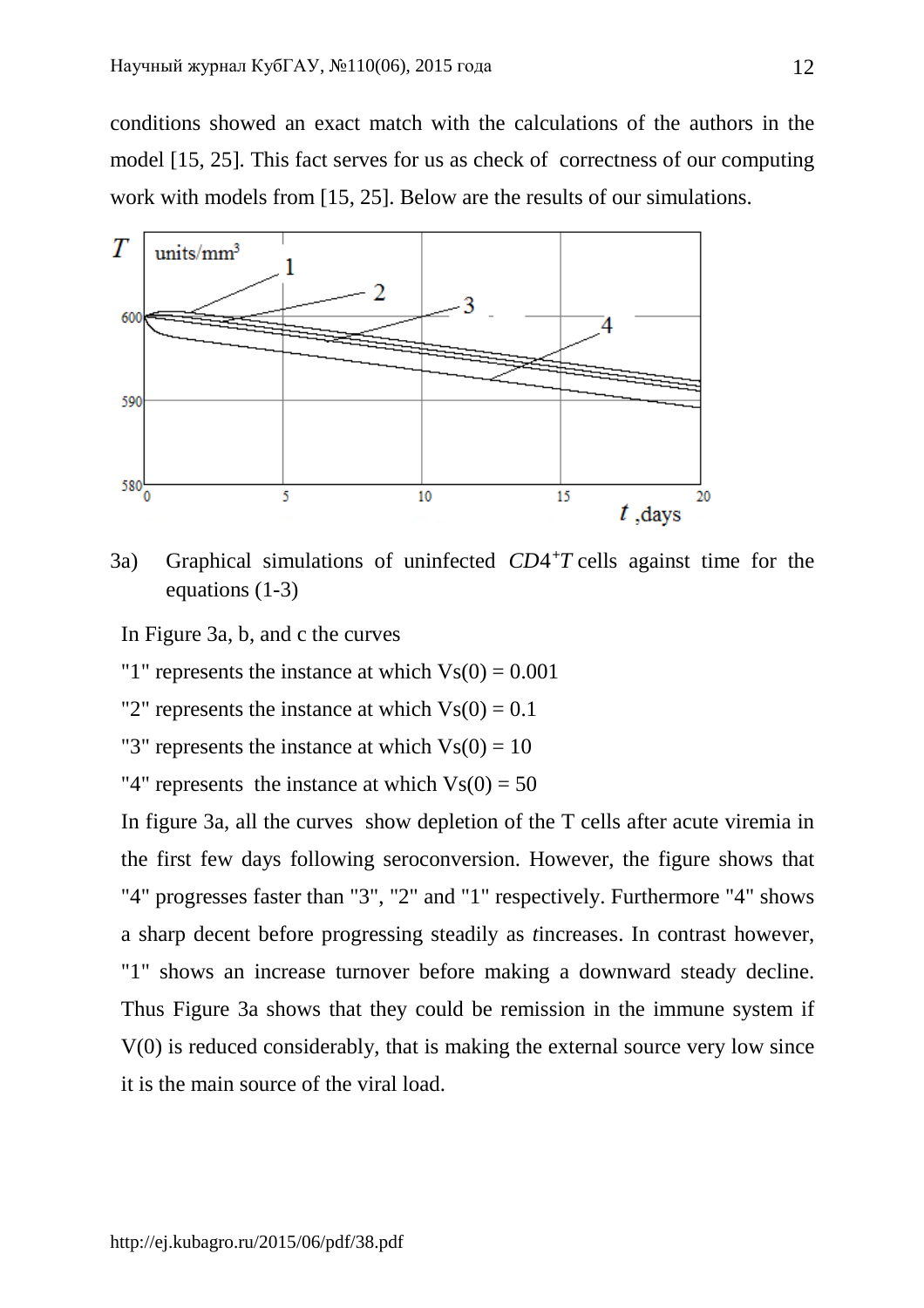conditions showed an exact match with the calculations of the authors in the model [15, 25]. This fact serves for us as check of correctness of our computing work with models from [15, 25]. Below are the results of our simulations.

3a) Graphical simulations of uninfected $CD4^{+}T$ cells against time for the equations (1-3)

In Figure 3a, b, and c the curves

"1" represents the instance at which Vs(0) = 0.001

"2" represents the instance at which Vs(0) = 0.1

"3" represents the instance at which Vs(0) = 10

"4" represents the instance at which Vs(0) = 50

In figure 3a, all the curves show depletion of the T cells after acute viremia in the first few days following seroconversion. However, the figure shows that "4" progresses faster than "3", "2" and "1" respectively. Furthermore "4" shows a sharp decent before progressing steadily as *t*increases. In contrast however, "1" shows an increase turnover before making a downward steady decline. Thus Figure 3a shows that they could be remission in the immune system if V(0) is reduced considerably, that is making the external source very low since it is the main source of the viral load.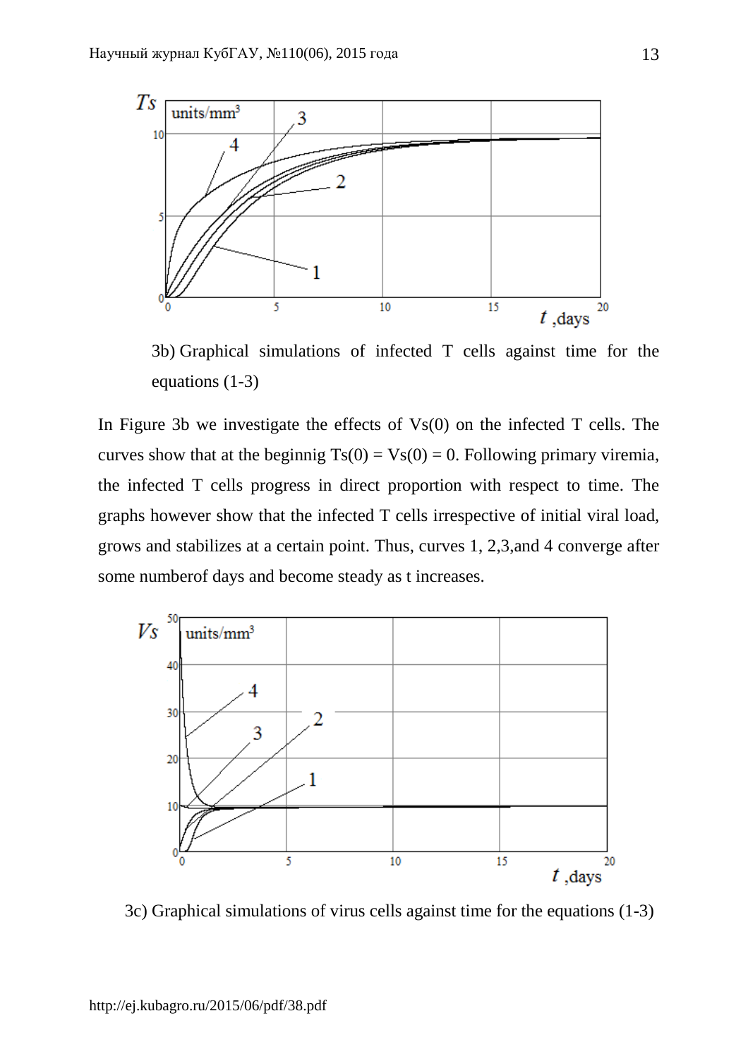3b) Graphical simulations of infected T cells against time for the equations (1-3)

In Figure 3b we investigate the effects of Vs(0) on the infected T cells. The curves show that at the beginnig Ts(0) = Vs(0) = 0. Following primary viremia, the infected T cells progress in direct proportion with respect to time. The graphs however show that the infected T cells irrespective of initial viral load, grows and stabilizes at a certain point. Thus, curves 1, 2,3,and 4 converge after some numberof days and become steady as t increases.

3c) Graphical simulations of virus cells against time for the equations (1-3)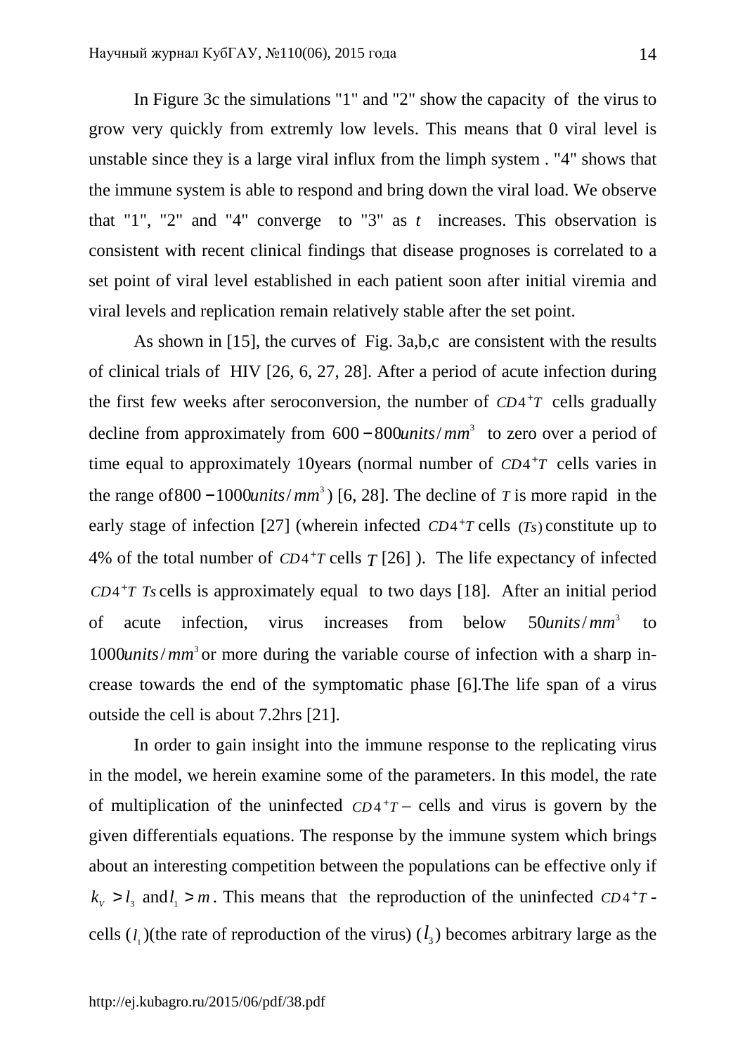In Figure 3c the simulations "1" and "2" show the capacity of the virus to grow very quickly from extremly low levels. This means that 0 viral level is unstable since they is a large viral influx from the limph system . "4" shows that the immune system is able to respond and bring down the viral load. We observe that "1", "2" and "4" converge to "3" as $t$ increases. This observation is consistent with recent clinical findings that disease prognoses is correlated to a set point of viral level established in each patient soon after initial viremia and viral levels and replication remain relatively stable after the set point.

As shown in [15], the curves of Fig. 3a,b,c are consistent with the results of clinical trials of HIV [26, 6, 27, 28]. After a period of acute infection during the first few weeks after seroconversion, the number of $CD4^{+}T$ cells gradually decline from approximately from $600-800 units/mm^3$ to zero over a period of time equal to approximately 10years (normal number of $CD4^{+}T$ cells varies in the range of $800-1000 units/mm^3$) [6, 28]. The decline of $T$ is more rapid in the early stage of infection [27] (wherein infected $CD4^{+}T$ cells $(Ts)$ constitute up to 4% of the total number of $CD4^{+}T$ cells $T$ [26] ). The life expectancy of infected $CD4^{+}T$ $Ts$ cells is approximately equal to two days [18]. After an initial period of acute infection, virus increases from below $50 units/mm^3$ to $1000 units/mm^3$ or more during the variable course of infection with a sharp increase towards the end of the symptomatic phase [6].The life span of a virus outside the cell is about 7.2hrs [21].

In order to gain insight into the immune response to the replicating virus in the model, we herein examine some of the parameters. In this model, the rate of multiplication of the uninfected $CD4^{+}T$ – cells and virus is govern by the given differentials equations. The response by the immune system which brings about an interesting competition between the populations can be effective only if $k_V > l_3$ and $l_1 > m$. This means that the reproduction of the uninfected $CD4^{+}T$ - cells ($l_1$)(the rate of reproduction of the virus) ($l_3$) becomes arbitrary large as the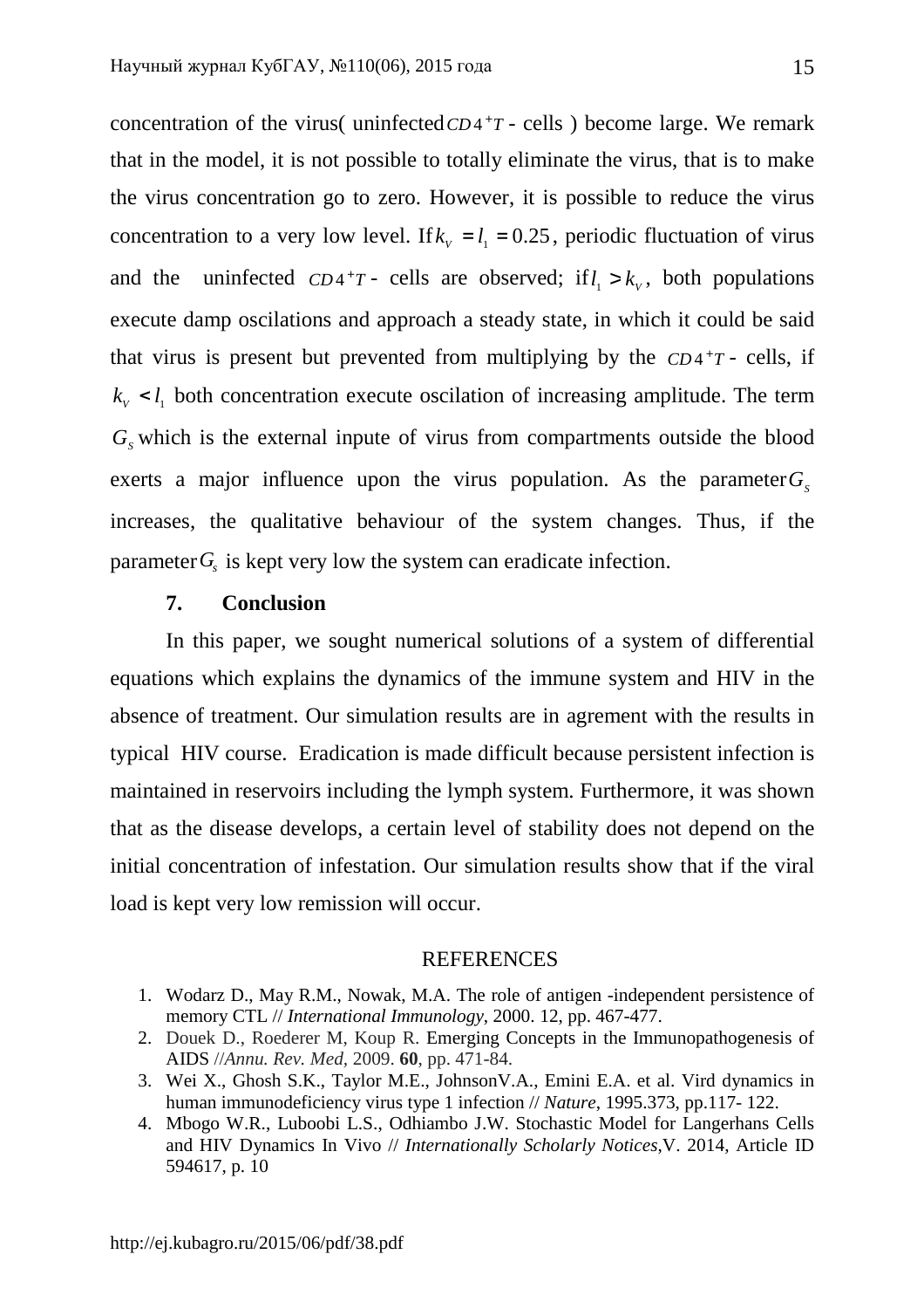concentration of the virus( uninfected $CD4^{+}T$ - cells ) become large. We remark that in the model, it is not possible to totally eliminate the virus, that is to make the virus concentration go to zero. However, it is possible to reduce the virus concentration to a very low level. If $k_V = l_1 = 0.25$, periodic fluctuation of virus and the uninfected $CD4^{+}T$ - cells are observed; if $l_1 > k_V$, both populations execute damp oscilations and approach a steady state, in which it could be said that virus is present but prevented from multiplying by the $CD4^{+}T$ - cells, if $k_V < l_1$ both concentration execute oscilation of increasing amplitude. The term $G_s$ which is the external inpute of virus from compartments outside the blood exerts a major influence upon the virus population. As the parameter $G_s$ increases, the qualitative behaviour of the system changes. Thus, if the parameter $G_s$ is kept very low the system can eradicate infection.

## 7. Conclusion

In this paper, we sought numerical solutions of a system of differential equations which explains the dynamics of the immune system and HIV in the absence of treatment. Our simulation results are in agrement with the results in typical HIV course. Eradication is made difficult because persistent infection is maintained in reservoirs including the lymph system. Furthermore, it was shown that as the disease develops, a certain level of stability does not depend on the initial concentration of infestation. Our simulation results show that if the viral load is kept very low remission will occur.

## REFERENCES

1. Wodarz D., May R.M., Nowak, M.A. The role of antigen -independent persistence of memory CTL // *International Immunology*, 2000. 12, pp. 467-477.
2. Douek D., Roederer M, Koup R. Emerging Concepts in the Immunopathogenesis of AIDS //*Annu. Rev. Med*, 2009. **60**, pp. 471-84.
3. Wei X., Ghosh S.K., Taylor M.E., JohnsonV.A., Emini E.A. et al. Vird dynamics in human immunodeficiency virus type 1 infection // *Nature*, 1995.373, pp.117- 122.
4. Mbogo W.R., Luboobi L.S., Odhiambo J.W. Stochastic Model for Langerhans Cells and HIV Dynamics In Vivo // *Internationally Scholarly Notices*,V. 2014, Article ID 594617, p. 10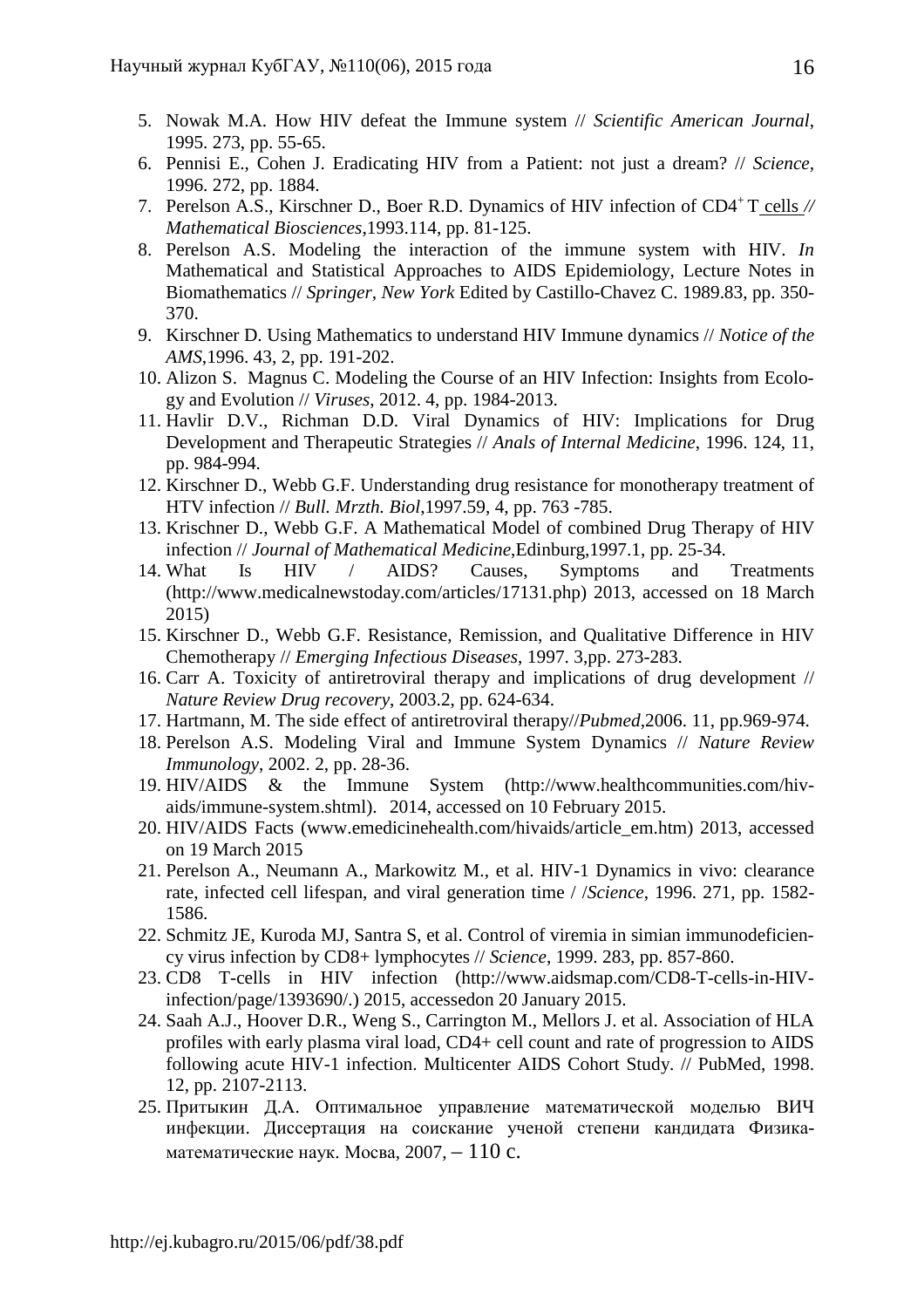5. Nowak M.A. How HIV defeat the Immune system // *Scientific American Journal*, 1995. 273, pp. 55-65.
6. Pennisi E., Cohen J. Eradicating HIV from a Patient: not just a dream? // *Science*, 1996. 272, pp. 1884.
7. Perelson A.S., Kirschner D., Boer R.D. Dynamics of HIV infection of $CD4^+$ T cells *// Mathematical Biosciences*,1993.114, pp. 81-125.
8. Perelson A.S. Modeling the interaction of the immune system with HIV. *In* Mathematical and Statistical Approaches to AIDS Epidemiology, Lecture Notes in Biomathematics // *Springer, New York* Edited by Castillo-Chavez C. 1989.83, pp. 350-370.
9. Kirschner D. Using Mathematics to understand HIV Immune dynamics // *Notice of the AMS*,1996. 43, 2, pp. 191-202.
10. Alizon S. Magnus C. Modeling the Course of an HIV Infection: Insights from Ecology and Evolution // *Viruses*, 2012. 4, pp. 1984-2013.
11. Havlir D.V., Richman D.D. Viral Dynamics of HIV: Implications for Drug Development and Therapeutic Strategies // *Anals of Internal Medicine*, 1996. 124, 11, pp. 984-994.
12. Kirschner D., Webb G.F. Understanding drug resistance for monotherapy treatment of HTV infection // *Bull. Mrzth. Biol*,1997.59, 4, pp. 763 -785.
13. Krischner D., Webb G.F. A Mathematical Model of combined Drug Therapy of HIV infection // *Journal of Mathematical Medicine*,Edinburg,1997.1, pp. 25-34.
14. What Is HIV / AIDS? Causes, Symptoms and Treatments (http://www.medicalnewstoday.com/articles/17131.php) 2013, accessed on 18 March 2015)
15. Kirschner D., Webb G.F. Resistance, Remission, and Qualitative Difference in HIV Chemotherapy // *Emerging Infectious Diseases*, 1997. 3,pp. 273-283.
16. Carr A. Toxicity of antiretroviral therapy and implications of drug development // *Nature Review Drug recovery*, 2003.2, pp. 624-634.
17. Hartmann, M. The side effect of antiretroviral therapy//*Pubmed*,2006. 11, pp.969-974.
18. Perelson A.S. Modeling Viral and Immune System Dynamics // *Nature Review Immunology*, 2002. 2, pp. 28-36.
19. HIV/AIDS & the Immune System (http://www.healthcommunities.com/hiv-aids/immune-system.shtml). 2014, accessed on 10 February 2015.
20. HIV/AIDS Facts (www.emedicinehealth.com/hivaids/article_em.htm) 2013, accessed on 19 March 2015
21. Perelson A., Neumann A., Markowitz M., et al. HIV-1 Dynamics in vivo: clearance rate, infected cell lifespan, and viral generation time / /*Science*, 1996. 271, pp. 1582-1586.
22. Schmitz JE, Kuroda MJ, Santra S, et al. Control of viremia in simian immunodeficiency virus infection by CD8+ lymphocytes // *Science*, 1999. 283, pp. 857-860.
23. CD8 T-cells in HIV infection (http://www.aidsmap.com/CD8-T-cells-in-HIV-infection/page/1393690/.) 2015, accessedon 20 January 2015.
24. Saah A.J., Hoover D.R., Weng S., Carrington M., Mellors J. et al. Association of HLA profiles with early plasma viral load, CD4+ cell count and rate of progression to AIDS following acute HIV-1 infection. Multicenter AIDS Cohort Study. // PubMed, 1998. 12, pp. 2107-2113.
25. Притыкин Д.А. Оптимальное управление математической моделью ВИЧ инфекции. Диссертация на соискание ученой степени кандидата Физика-математические наук. Мосва, 2007, – 110 с.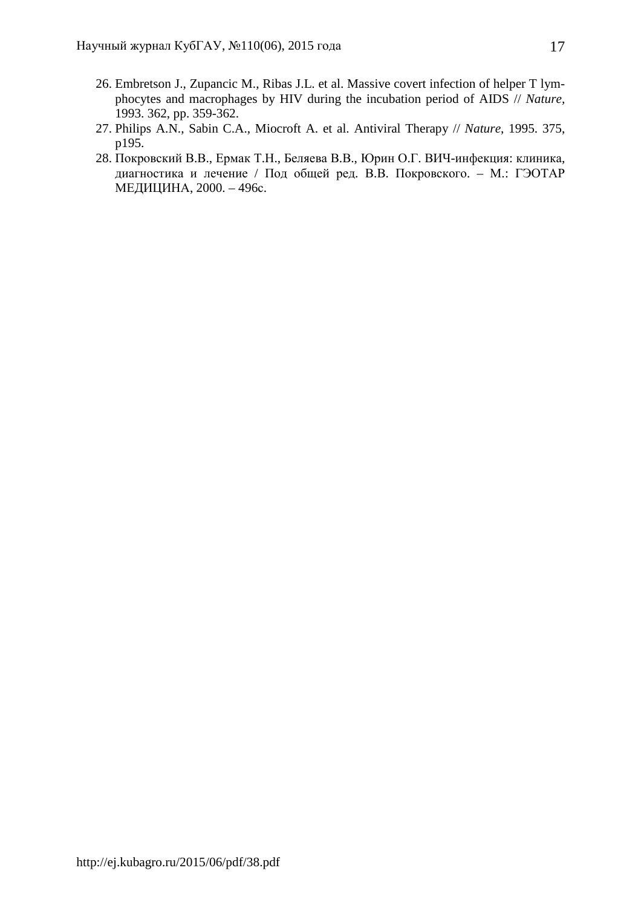26. Embretson J., Zupancic M., Ribas J.L. et al. Massive covert infection of helper T lymphocytes and macrophages by HIV during the incubation period of AIDS // *Nature,* 1993. 362, pp. 359-362.
27. Philips A.N., Sabin C.A., Miocroft A. et al. Antiviral Therapy // *Nature*, 1995. 375, p195.
28. Покровский В.В., Ермак Т.Н., Беляева В.В., Юрин О.Г. ВИЧ-инфекция: клиника, диагностика и лечение / Под общей ред. В.В. Покровского. – М.: ГЭОТАР МЕДИЦИНА, 2000. – 496с.